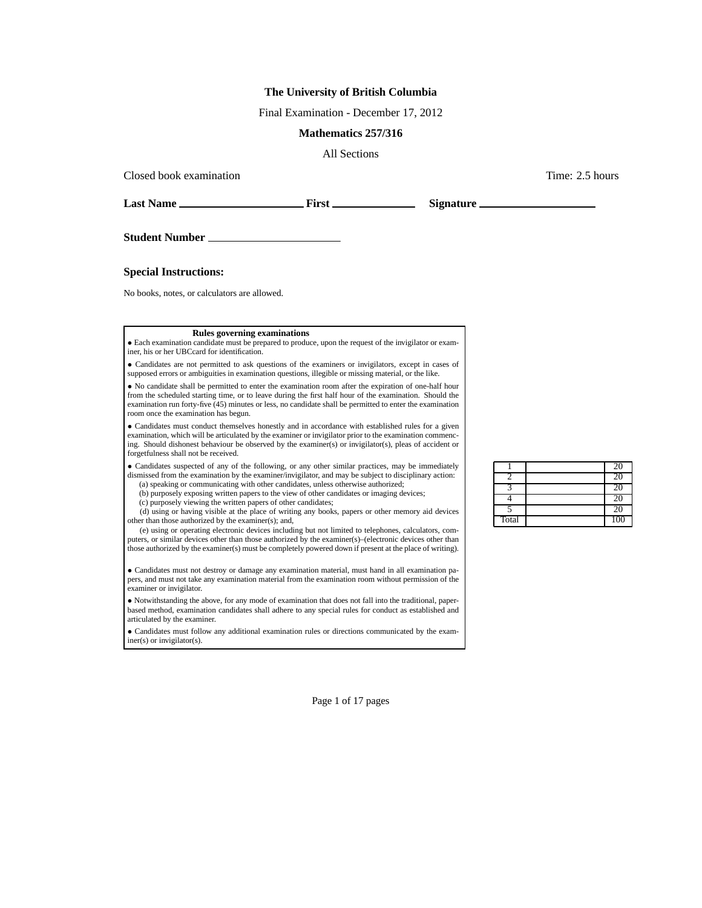**The University of British Columbia**

Final Examination - December 17, 2012

**Mathematics 257/316**

All Sections

Closed book examination Time: 2.5 hours

**Last Name** ____________________ **First** ______________ **Signature** ____________________

**Student Number** ______________________

### Special Instructions:

No books, notes, or calculators are allowed.

**Rules governing examinations**

- Each examination candidate must be prepared to produce, upon the request of the invigilator or examiner, his or her UBCcard for identification.
- Candidates are not permitted to ask questions of the examiners or invigilators, except in cases of supposed errors or ambiguities in examination questions, illegible or missing material, or the like.
- No candidate shall be permitted to enter the examination room after the expiration of one-half hour from the scheduled starting time, or to leave during the first half hour of the examination. Should the examination run forty-five (45) minutes or less, no candidate shall be permitted to enter the examination room once the examination has begun.
- Candidates must conduct themselves honestly and in accordance with established rules for a given examination, which will be articulated by the examiner or invigilator prior to the examination commencing. Should dishonest behaviour be observed by the examiner(s) or invigilator(s), pleas of accident or forgetfulness shall not be received.
- Candidates suspected of any of the following, or any other similar practices, may be immediately dismissed from the examination by the examiner/invigilator, and may be subject to disciplinary action:
  (a) speaking or communicating with other candidates, unless otherwise authorized;
  (b) purposely exposing written papers to the view of other candidates or imaging devices;
  (c) purposely viewing the written papers of other candidates;
  (d) using or having visible at the place of writing any books, papers or other memory aid devices other than those authorized by the examiner(s); and,
  (e) using or operating electronic devices including but not limited to telephones, calculators, computers, or similar devices other than those authorized by the examiner(s)–(electronic devices other than those authorized by the examiner(s) must be completely powered down if present at the place of writing).
- Candidates must not destroy or damage any examination material, must hand in all examination papers, and must not take any examination material from the examination room without permission of the examiner or invigilator.
- Notwithstanding the above, for any mode of examination that does not fall into the traditional, paper-based method, examination candidates shall adhere to any special rules for conduct as established and articulated by the examiner.
- Candidates must follow any additional examination rules or directions communicated by the examiner(s) or invigilator(s).

| | | |
|---|---|---|
| 1 | | 20 |
| 2 | | 20 |
| 3 | | 20 |
| 4 | | 20 |
| 5 | | 20 |
| Total | | 100 |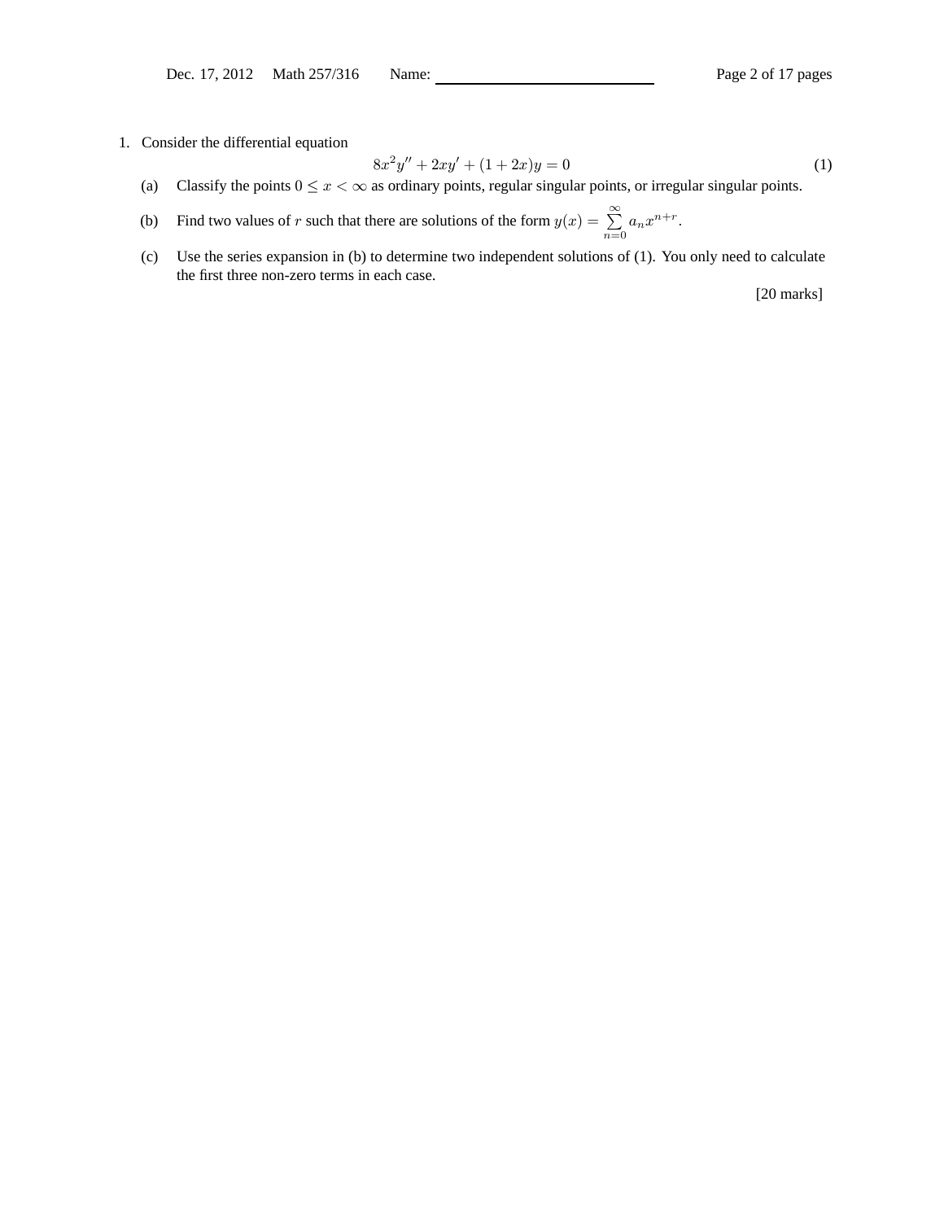1. Consider the differential equation

$$8x^2y'' + 2xy' + (1 + 2x)y = 0 \tag{1}$$

(a) Classify the points $0 \leq x < \infty$ as ordinary points, regular singular points, or irregular singular points.

(b) Find two values of $r$ such that there are solutions of the form $y(x) = \sum_{n=0}^{\infty} a_n x^{n+r}$.

(c) Use the series expansion in (b) to determine two independent solutions of (1). You only need to calculate the first three non-zero terms in each case.

[20 marks]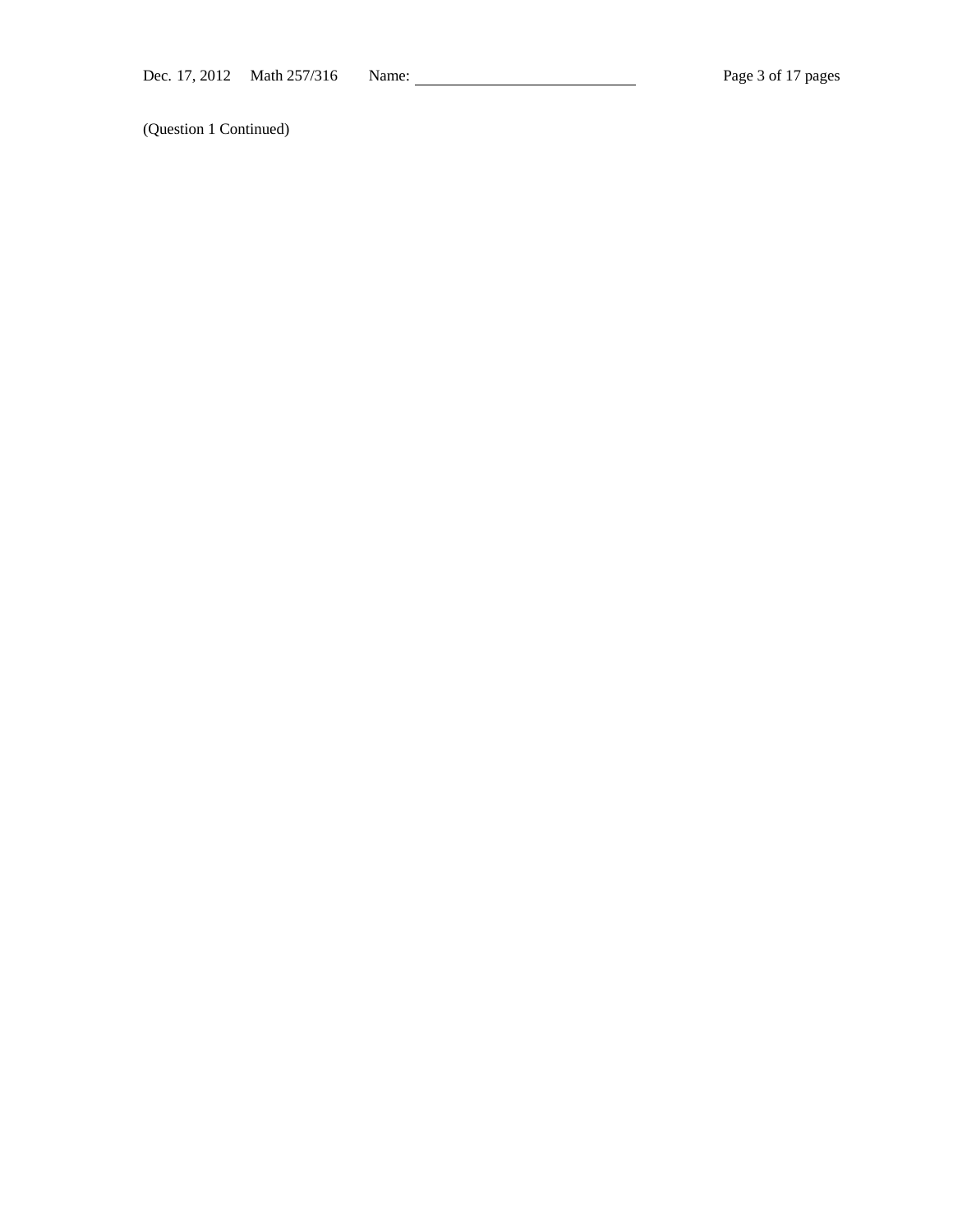(Question 1 Continued)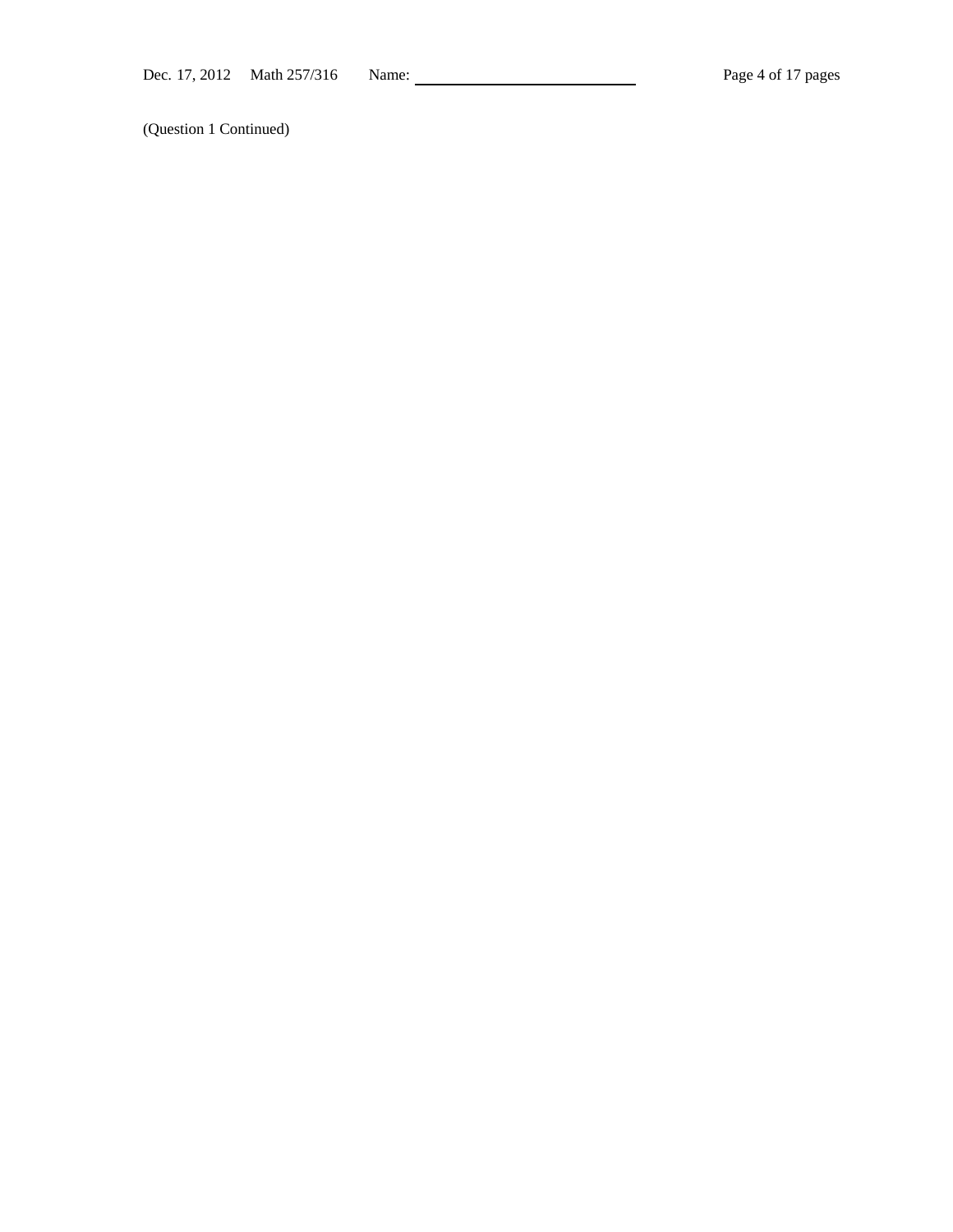(Question 1 Continued)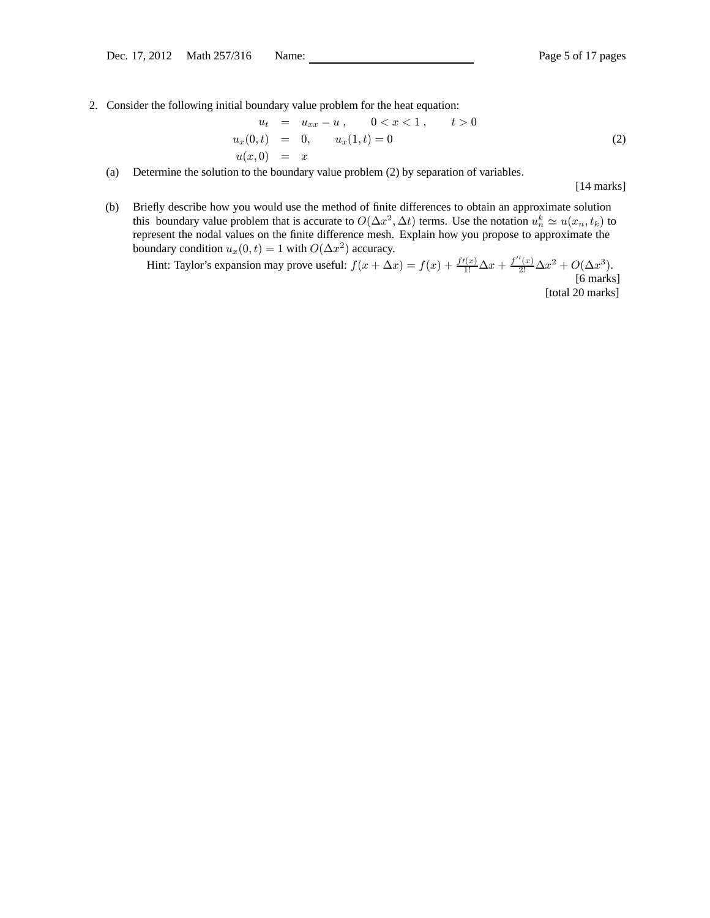2. Consider the following initial boundary value problem for the heat equation:

$$
\begin{aligned}
u_t &= u_{xx} - u\,, \qquad 0 < x < 1\,, \qquad t > 0 \\
u_x(0,t) &= 0, \qquad u_x(1,t) = 0 \\
u(x,0) &= x
\end{aligned}
\tag{2}
$$

(a) Determine the solution to the boundary value problem (2) by separation of variables.

[14 marks]

(b) Briefly describe how you would use the method of finite differences to obtain an approximate solution this boundary value problem that is accurate to $O(\Delta x^2, \Delta t)$ terms. Use the notation $u_n^k \simeq u(x_n, t_k)$ to represent the nodal values on the finite difference mesh. Explain how you propose to approximate the boundary condition $u_x(0,t) = 1$ with $O(\Delta x^2)$ accuracy.

Hint: Taylor's expansion may prove useful: $f(x + \Delta x) = f(x) + \frac{f\prime(x)}{1!}\Delta x + \frac{f''(x)}{2!}\Delta x^2 + O(\Delta x^3)$.

[6 marks]

[total 20 marks]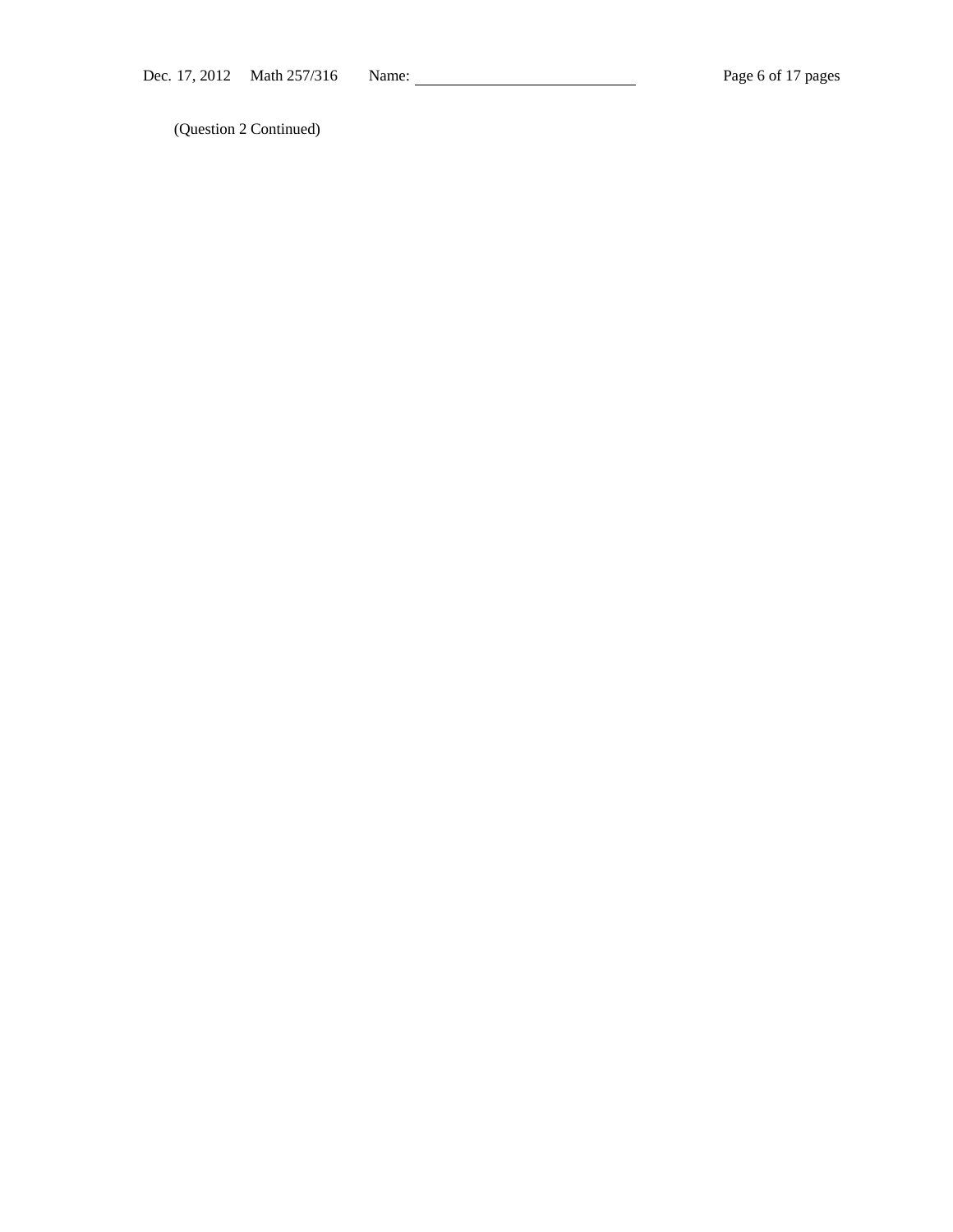(Question 2 Continued)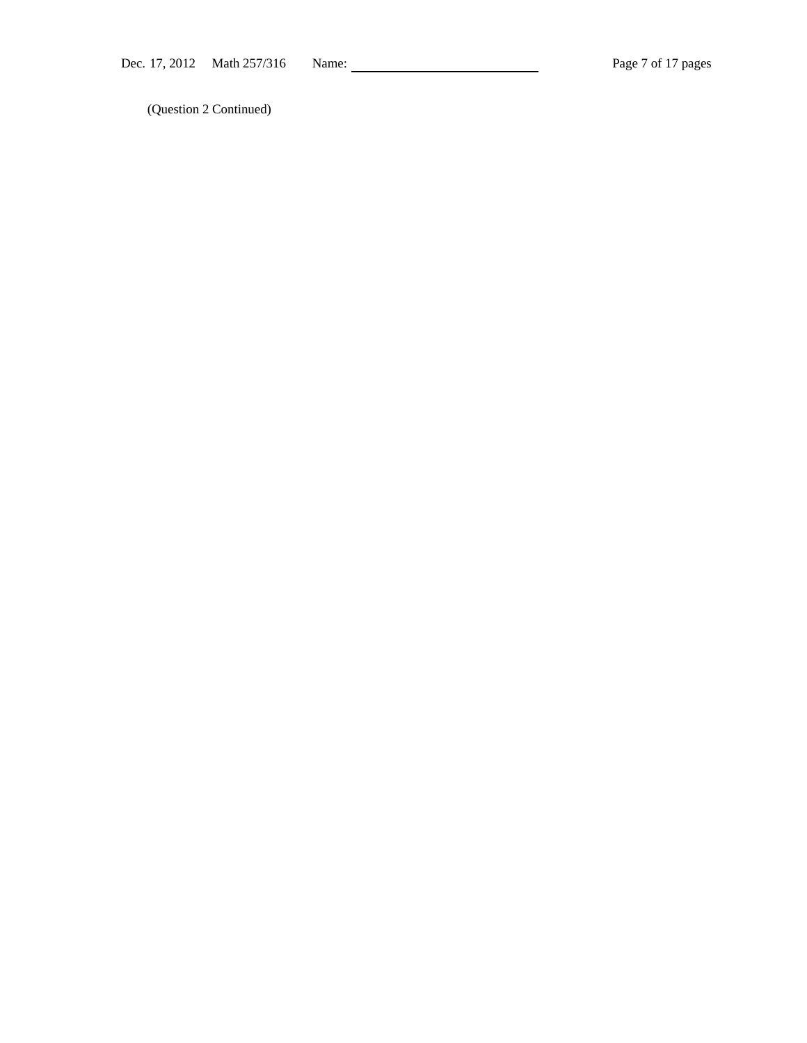(Question 2 Continued)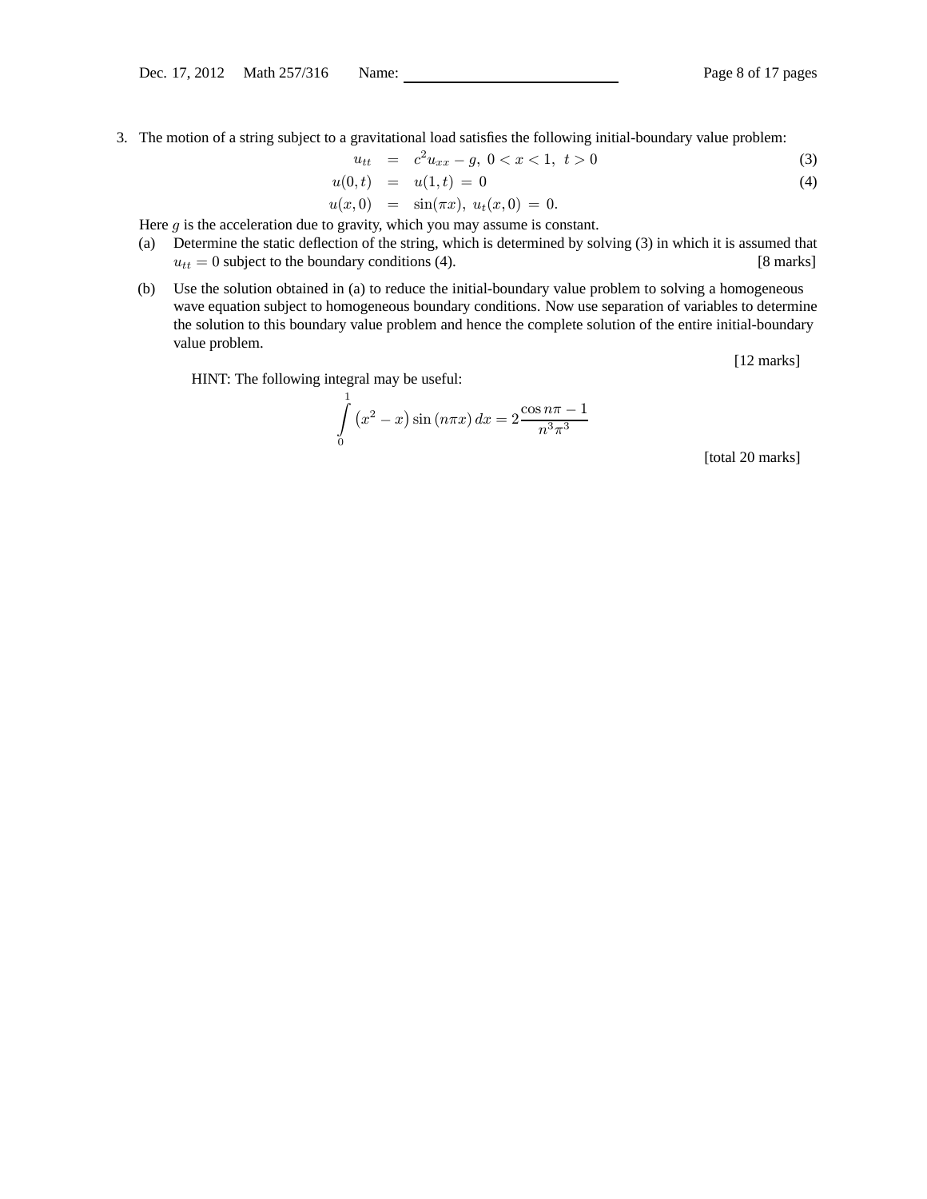3. The motion of a string subject to a gravitational load satisfies the following initial-boundary value problem:

$$
\begin{aligned}
u_{tt} &= c^2 u_{xx} - g, \; 0 < x < 1, \; t > 0 & (3)\\
u(0,t) &= u(1,t) = 0 & (4)\\
u(x,0) &= \sin(\pi x), \; u_t(x,0) = 0. &
\end{aligned}
$$

Here $g$ is the acceleration due to gravity, which you may assume is constant.

(a) Determine the static deflection of the string, which is determined by solving (3) in which it is assumed that $u_{tt} = 0$ subject to the boundary conditions (4). [8 marks]

(b) Use the solution obtained in (a) to reduce the initial-boundary value problem to solving a homogeneous wave equation subject to homogeneous boundary conditions. Now use separation of variables to determine the solution to this boundary value problem and hence the complete solution of the entire initial-boundary value problem.

[12 marks]

HINT: The following integral may be useful:

$$\int_0^1 \left(x^2 - x\right) \sin\left(n\pi x\right) dx = 2\frac{\cos n\pi - 1}{n^3\pi^3}$$

[total 20 marks]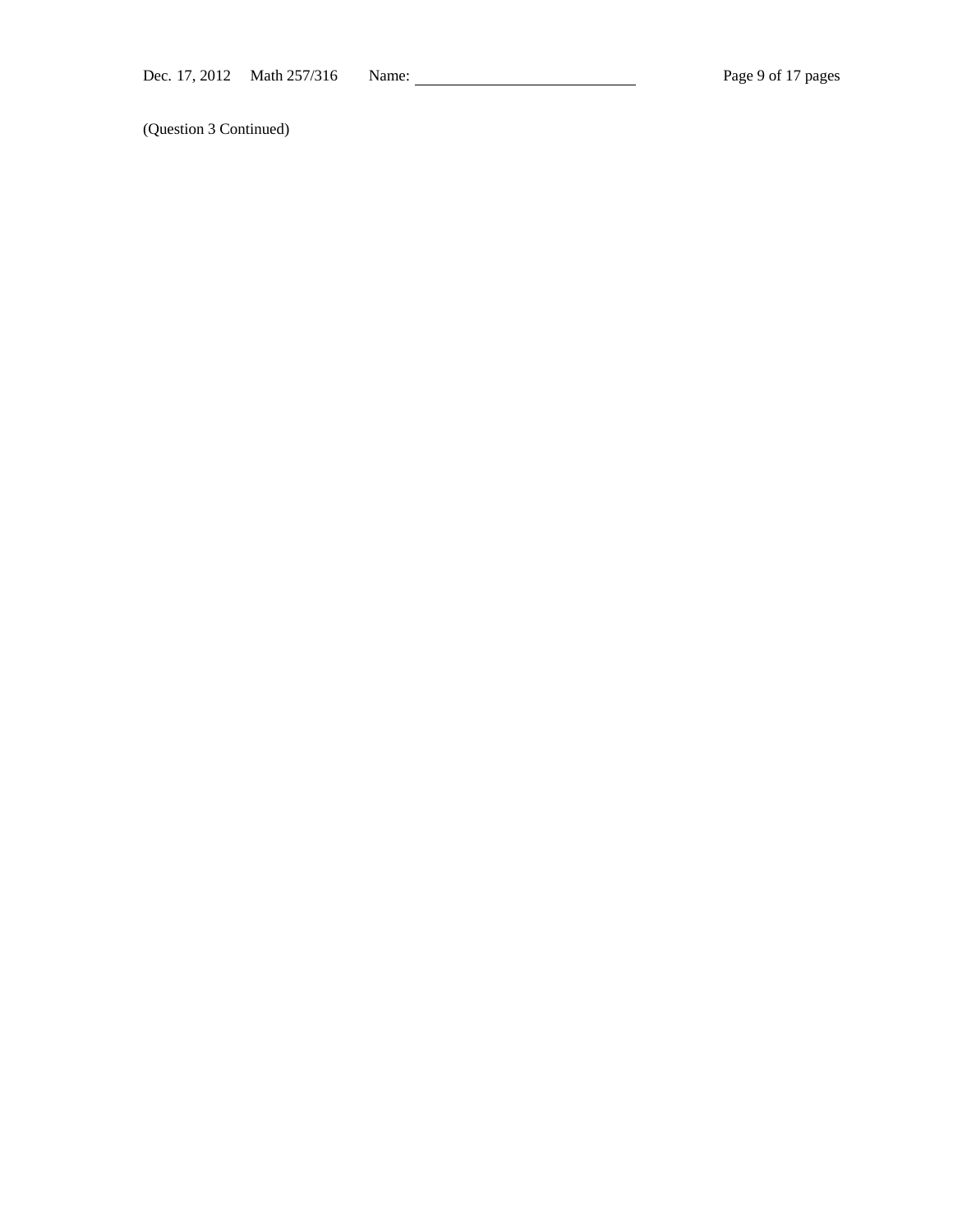(Question 3 Continued)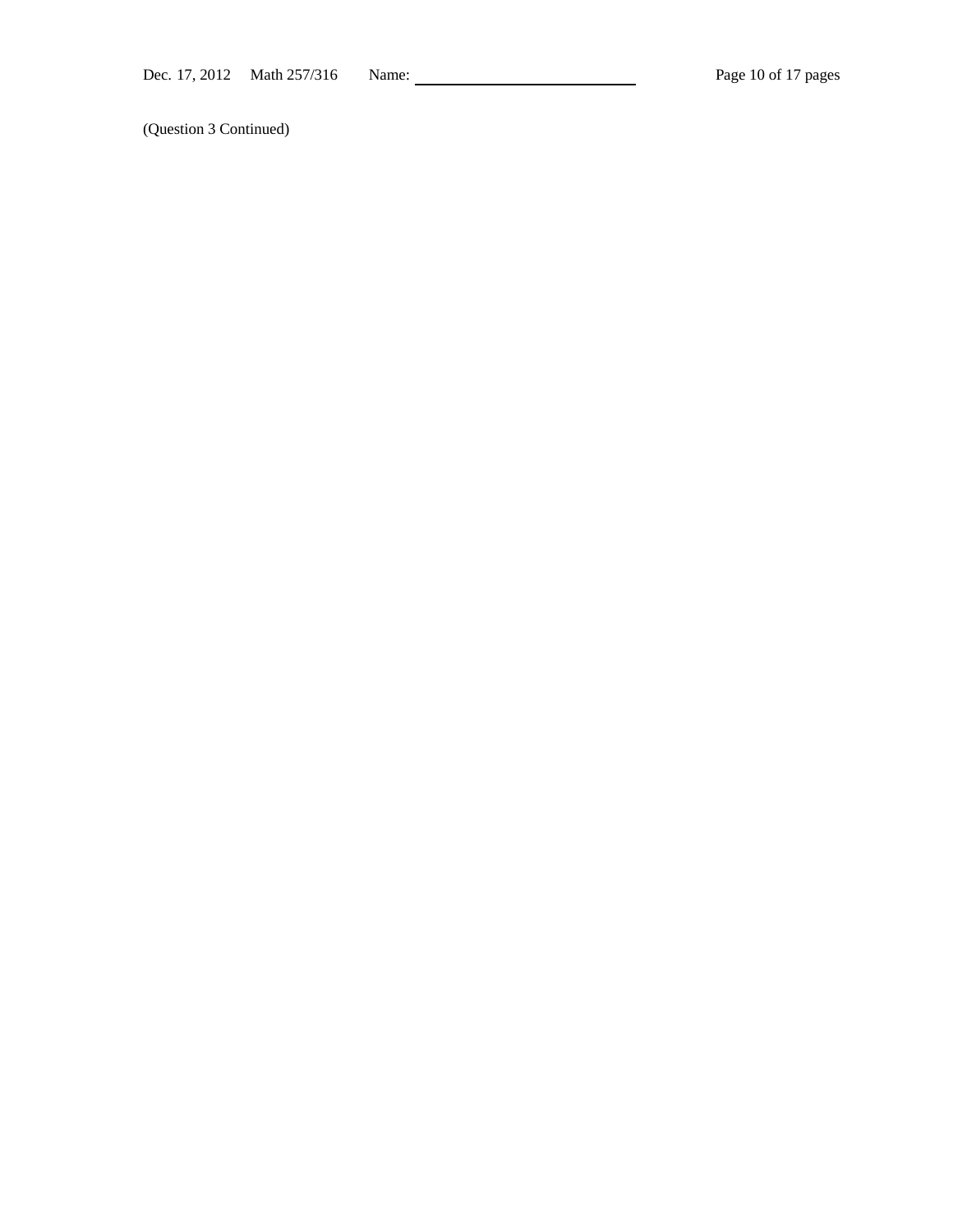(Question 3 Continued)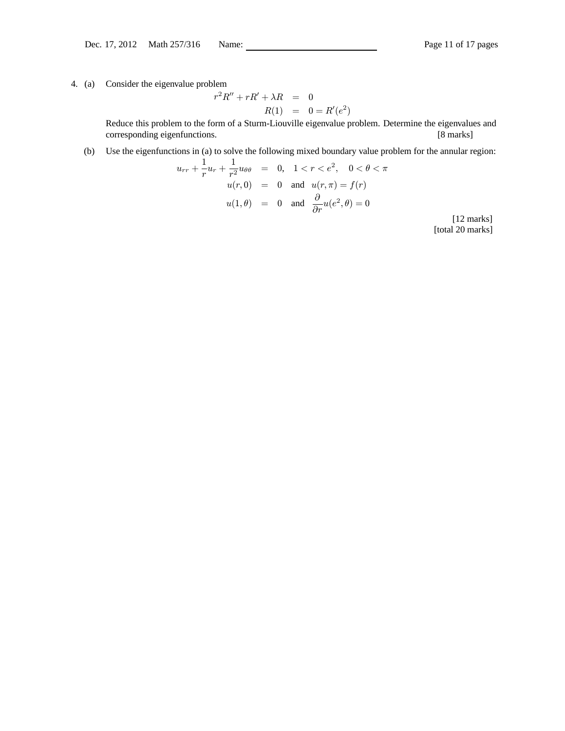4. (a) Consider the eigenvalue problem

$$\begin{aligned} r^2 R'' + rR' + \lambda R &= 0 \\ R(1) &= 0 = R'(e^2) \end{aligned}$$

Reduce this problem to the form of a Sturm-Liouville eigenvalue problem. Determine the eigenvalues and corresponding eigenfunctions. [8 marks]

(b) Use the eigenfunctions in (a) to solve the following mixed boundary value problem for the annular region:

$$\begin{aligned} u_{rr} + \frac{1}{r}u_r + \frac{1}{r^2}u_{\theta\theta} &= 0, \quad 1 < r < e^2, \quad 0 < \theta < \pi \\ u(r, 0) &= 0 \quad \text{and} \quad u(r, \pi) = f(r) \\ u(1, \theta) &= 0 \quad \text{and} \quad \frac{\partial}{\partial r}u(e^2, \theta) = 0 \end{aligned}$$

[12 marks]

[total 20 marks]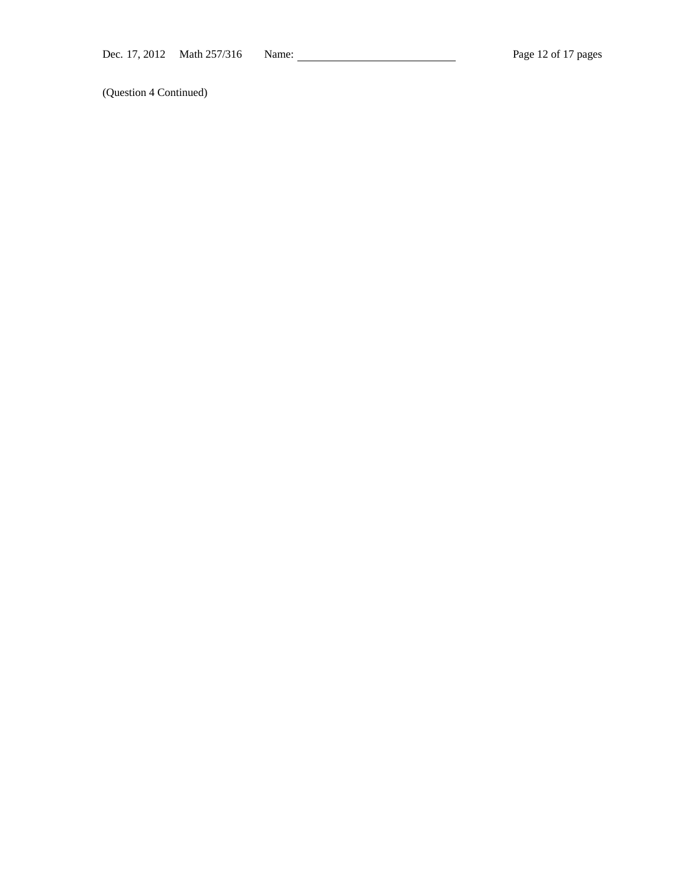(Question 4 Continued)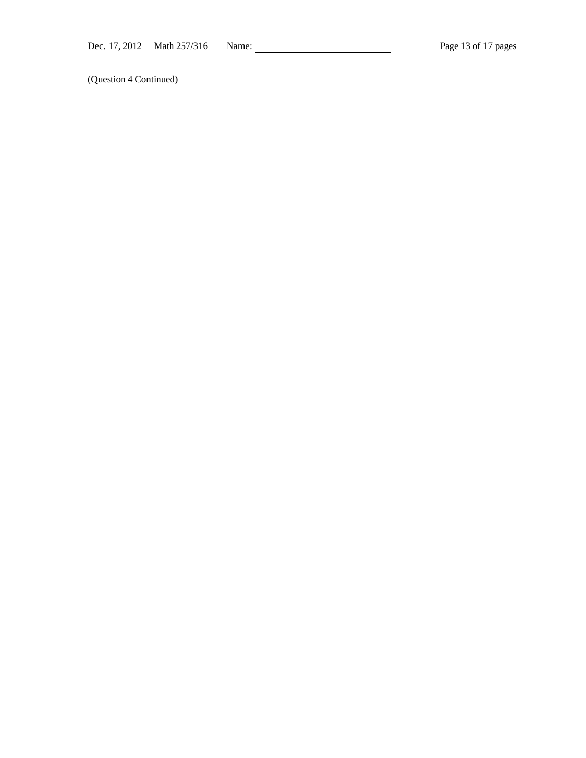(Question 4 Continued)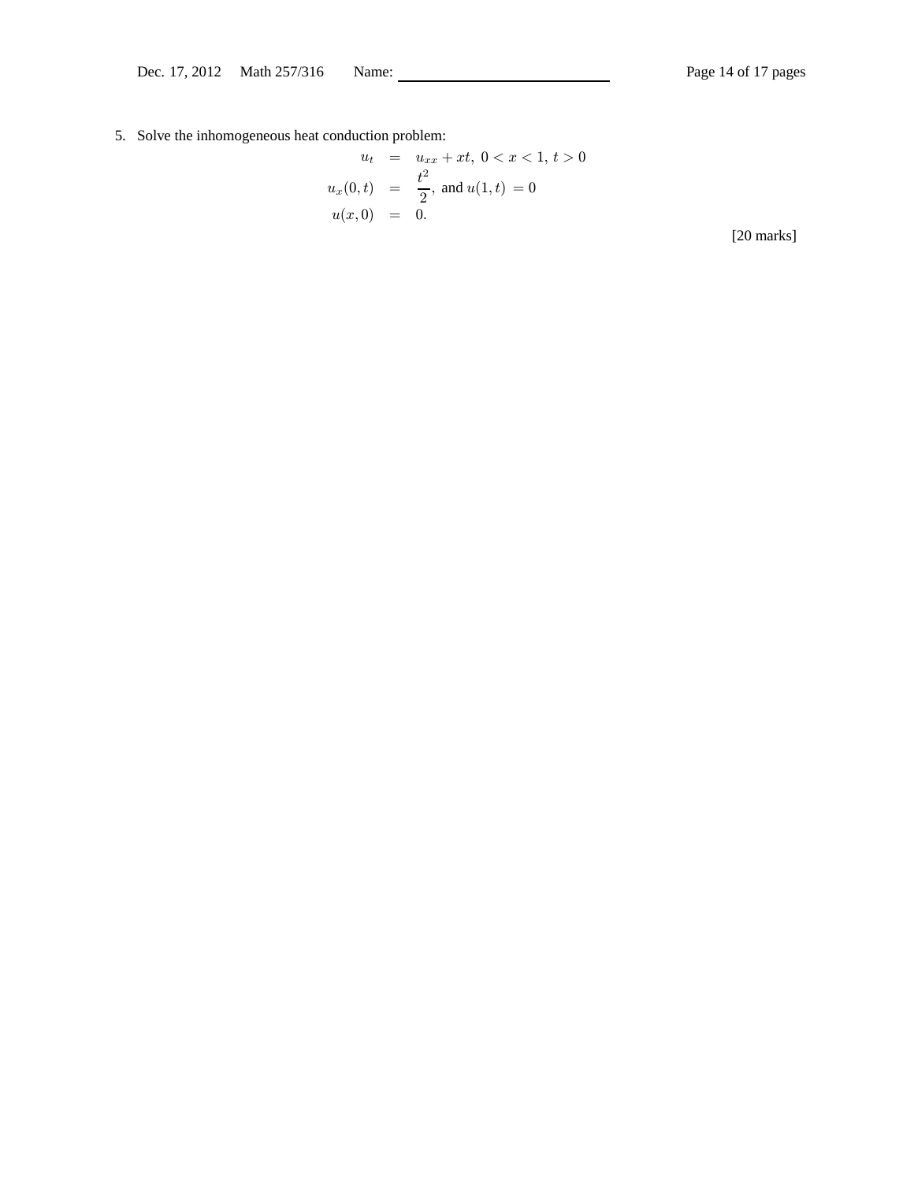5. Solve the inhomogeneous heat conduction problem:

$$
\begin{aligned}
u_t &= u_{xx} + xt, \; 0 < x < 1, \; t > 0 \\
u_x(0,t) &= \frac{t^2}{2}, \text{ and } u(1,t) = 0 \\
u(x,0) &= 0.
\end{aligned}
$$

[20 marks]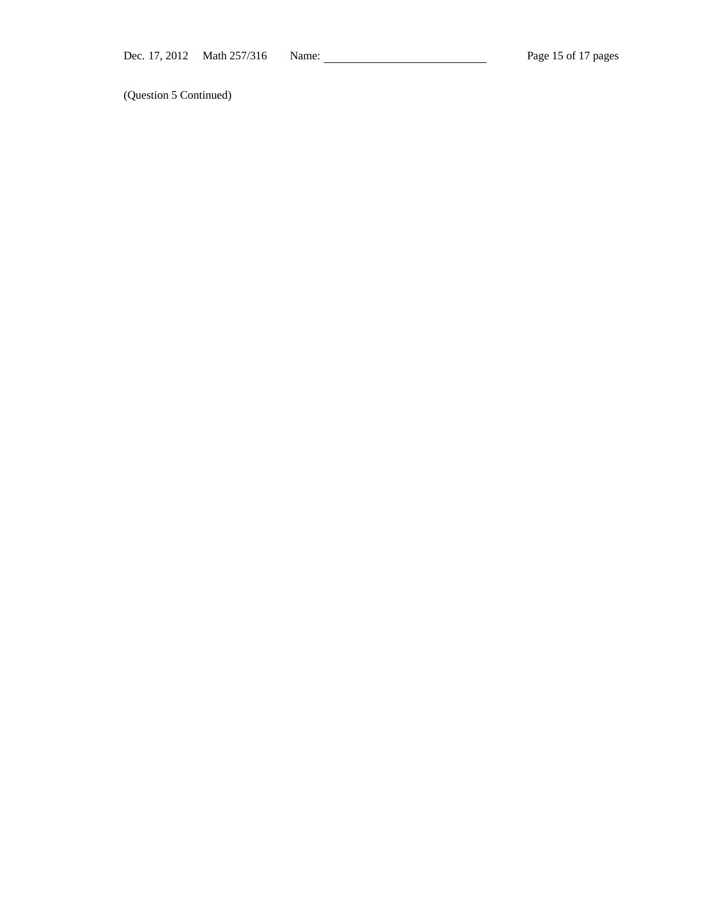(Question 5 Continued)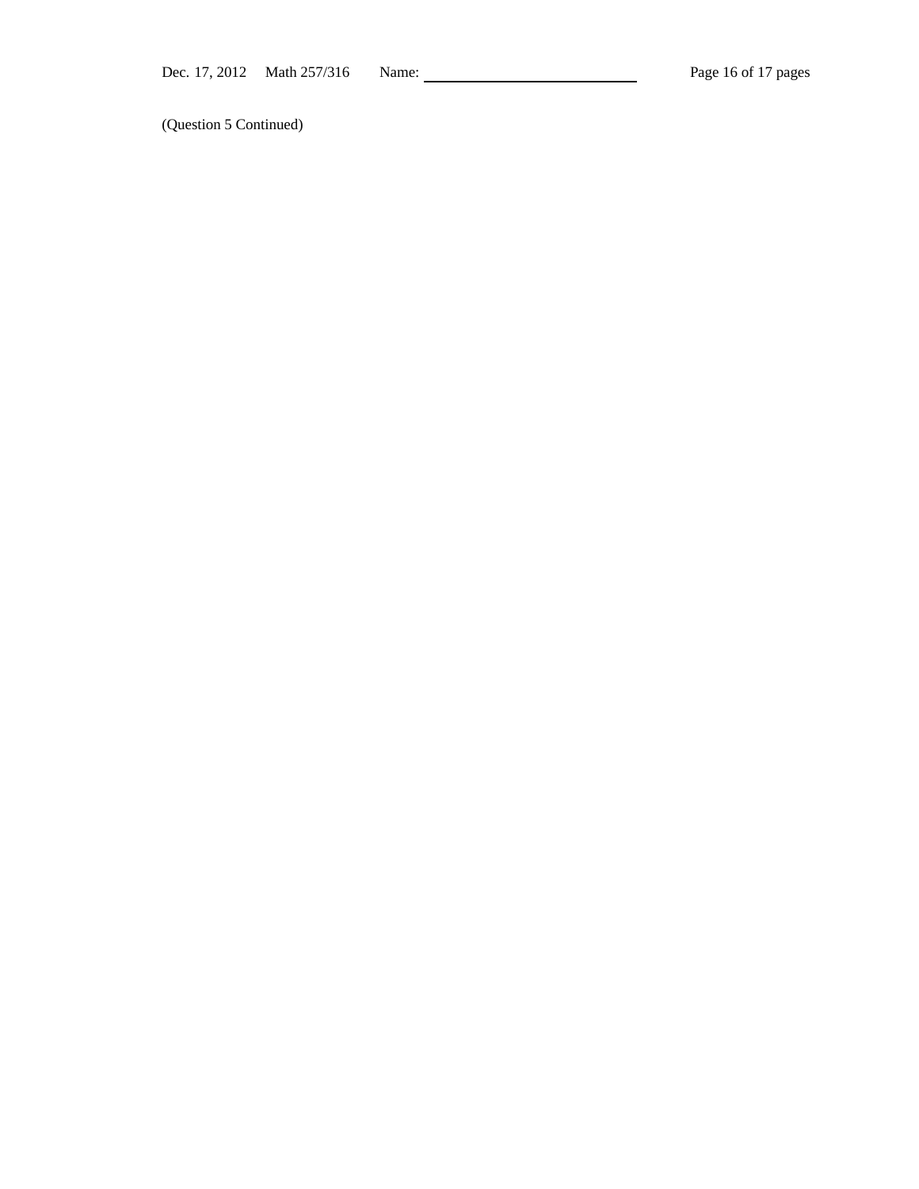(Question 5 Continued)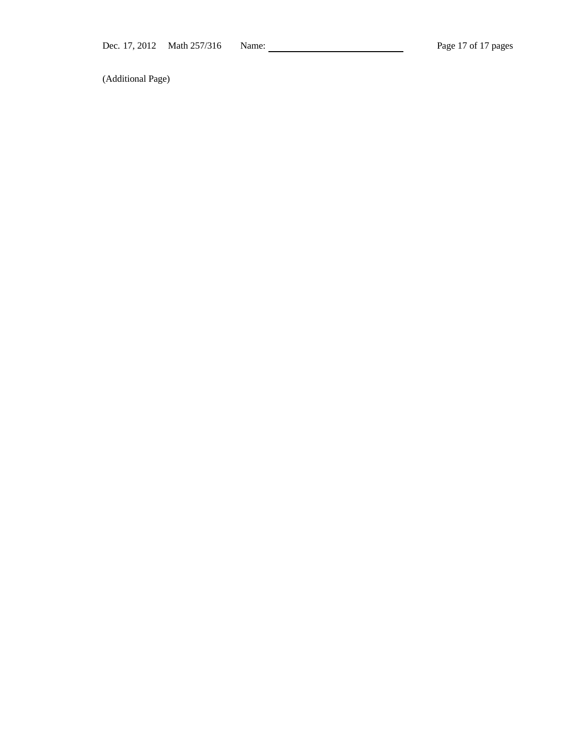(Additional Page)